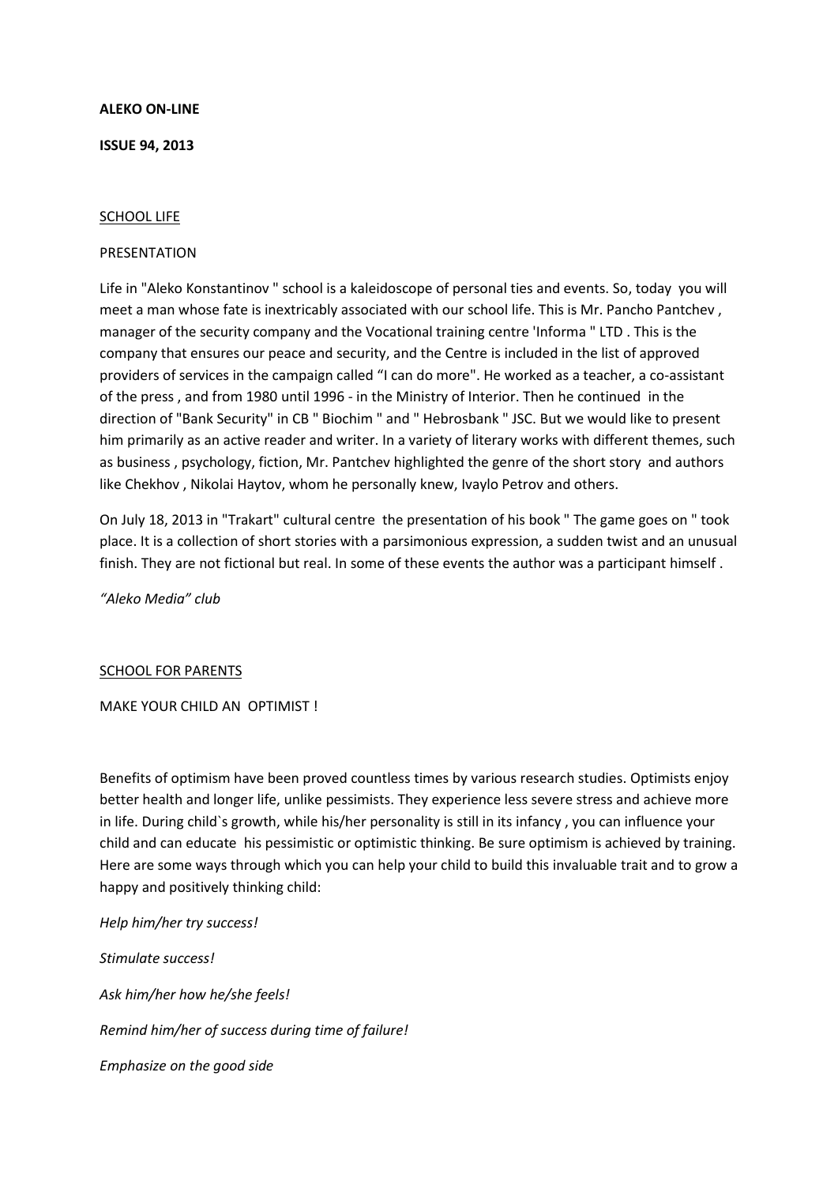**ALEKO ON-LINE**

**ISSUE 94, 2013**

## SCHOOL LIFE

### PRESENTATION

Life in "Aleko Konstantinov " school is a kaleidoscope of personal ties and events. So, today you will meet a man whose fate is inextricably associated with our school life. This is Mr. Pancho Pantchev , manager of the security company and the Vocational training centre 'Informa " LTD . This is the company that ensures our peace and security, and the Centre is included in the list of approved providers of services in the campaign called "I can do more". He worked as a teacher, a co-assistant of the press , and from 1980 until 1996 - in the Ministry of Interior. Then he continued in the direction of "Bank Security" in CB " Biochim " and " Hebrosbank " JSC. But we would like to present him primarily as an active reader and writer. In a variety of literary works with different themes, such as business , psychology, fiction, Mr. Pantchev highlighted the genre of the short story and authors like Chekhov , Nikolai Haytov, whom he personally knew, Ivaylo Petrov and others.

On July 18, 2013 in "Trakart" cultural centre the presentation of his book " The game goes on " took place. It is a collection of short stories with a parsimonious expression, a sudden twist and an unusual finish. They are not fictional but real. In some of these events the author was a participant himself .

*"Aleko Media" club*

## SCHOOL FOR PARENTS

### MAKE YOUR CHILD AN OPTIMIST !

Benefits of optimism have been proved countless times by various research studies. Optimists enjoy better health and longer life, unlike pessimists. They experience less severe stress and achieve more in life. During child`s growth, while his/her personality is still in its infancy , you can influence your child and can educate his pessimistic or optimistic thinking. Be sure optimism is achieved by training. Here are some ways through which you can help your child to build this invaluable trait and to grow a happy and positively thinking child:

*Help him/her try success!*

*Stimulate success!*

*Ask him/her how he/she feels!*

*Remind him/her of success during time of failure!*

*Emphasize on the good side*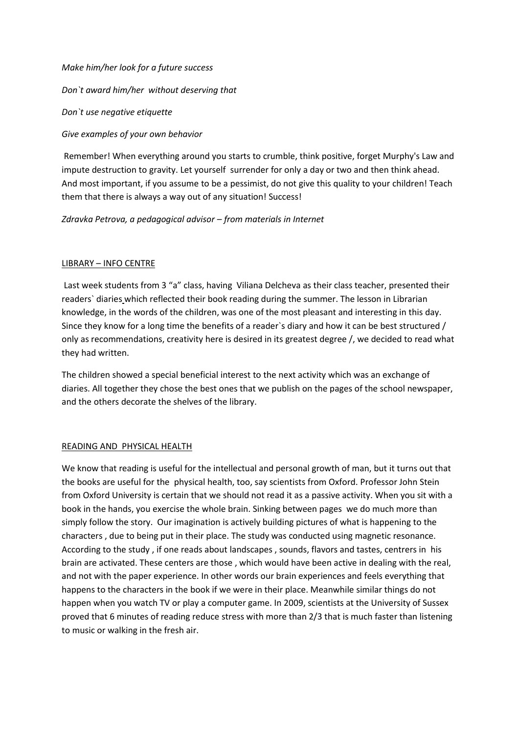*Make him/her look for a future success*

*Don`t award him/her without deserving that*

*Don`t use negative etiquette*

*Give examples of your own behavior*

Remember! When everything around you starts to crumble, think positive, forget Murphy's Law and impute destruction to gravity. Let yourself surrender for only a day or two and then think ahead. And most important, if you assume to be a pessimist, do not give this quality to your children! Teach them that there is always a way out of any situation! Success!

*Zdravka Petrova, a pedagogical advisor – from materials in Internet*

## LIBRARY – INFO CENTRE

Last week students from 3 "a" class, having Viliana Delcheva as their class teacher, presented their readers` diaries which reflected their book reading during the summer. The lesson in Librarian knowledge, in the words of the children, was one of the most pleasant and interesting in this day. Since they know for a long time the benefits of a reader`s diary and how it can be best structured / only as recommendations, creativity here is desired in its greatest degree /, we decided to read what they had written.

The children showed a special beneficial interest to the next activity which was an exchange of diaries. All together they chose the best ones that we publish on the pages of the school newspaper, and the others decorate the shelves of the library.

## READING AND PHYSICAL HEALTH

We know that reading is useful for the intellectual and personal growth of man, but it turns out that the books are useful for the physical health, too, say scientists from Oxford. Professor John Stein from Oxford University is certain that we should not read it as a passive activity. When you sit with a book in the hands, you exercise the whole brain. Sinking between pages we do much more than simply follow the story. Our imagination is actively building pictures of what is happening to the characters , due to being put in their place. The study was conducted using magnetic resonance. According to the study , if one reads about landscapes , sounds, flavors and tastes, centrers in his brain are activated. These centers are those , which would have been active in dealing with the real, and not with the paper experience. In other words our brain experiences and feels everything that happens to the characters in the book if we were in their place. Meanwhile similar things do not happen when you watch TV or play a computer game. In 2009, scientists at the University of Sussex proved that 6 minutes of reading reduce stress with more than 2/3 that is much faster than listening to music or walking in the fresh air.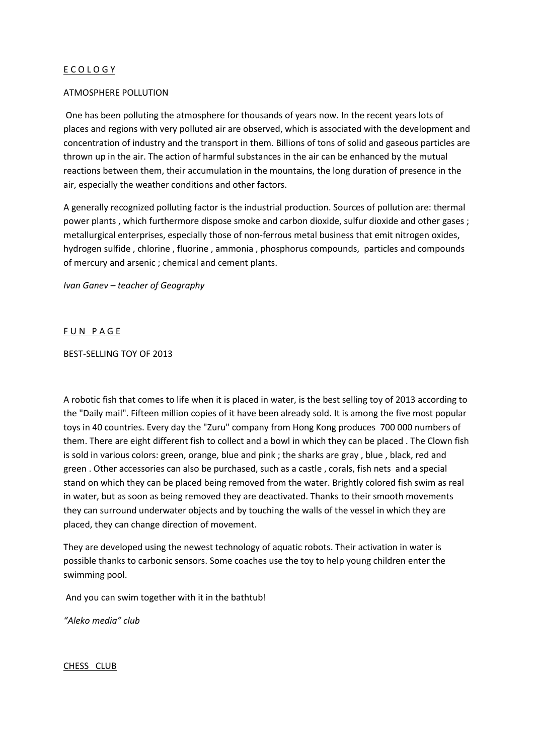## E C O L O G Y

### ATMOSPHERE POLLUTION

One has been polluting the atmosphere for thousands of years now. In the recent years lots of places and regions with very polluted air are observed, which is associated with the development and concentration of industry and the transport in them. Billions of tons of solid and gaseous particles are thrown up in the air. The action of harmful substances in the air can be enhanced by the mutual reactions between them, their accumulation in the mountains, the long duration of presence in the air, especially the weather conditions and other factors.

A generally recognized polluting factor is the industrial production. Sources of pollution are: thermal power plants , which furthermore dispose smoke and carbon dioxide, sulfur dioxide and other gases ; metallurgical enterprises, especially those of non-ferrous metal business that emit nitrogen oxides, hydrogen sulfide , chlorine , fluorine , ammonia , phosphorus compounds, particles and compounds of mercury and arsenic ; chemical and cement plants.

*Ivan Ganev – teacher of Geography*

## F U N  P A G E

### BEST-SELLING TOY OF 2013

A robotic fish that comes to life when it is placed in water, is the best selling toy of 2013 according to the "Daily mail". Fifteen million copies of it have been already sold. It is among the five most popular toys in 40 countries. Every day the "Zuru" company from Hong Kong produces 700 000 numbers of them. There are eight different fish to collect and a bowl in which they can be placed . The Clown fish is sold in various colors: green, orange, blue and pink ; the sharks are gray , blue , black, red and green . Other accessories can also be purchased, such as a castle , corals, fish nets and a special stand on which they can be placed being removed from the water. Brightly colored fish swim as real in water, but as soon as being removed they are deactivated. Thanks to their smooth movements they can surround underwater objects and by touching the walls of the vessel in which they are placed, they can change direction of movement.

They are developed using the newest technology of aquatic robots. Their activation in water is possible thanks to carbonic sensors. Some coaches use the toy to help young children enter the swimming pool.

And you can swim together with it in the bathtub!

*"Aleko media" club*

## CHESS CLUB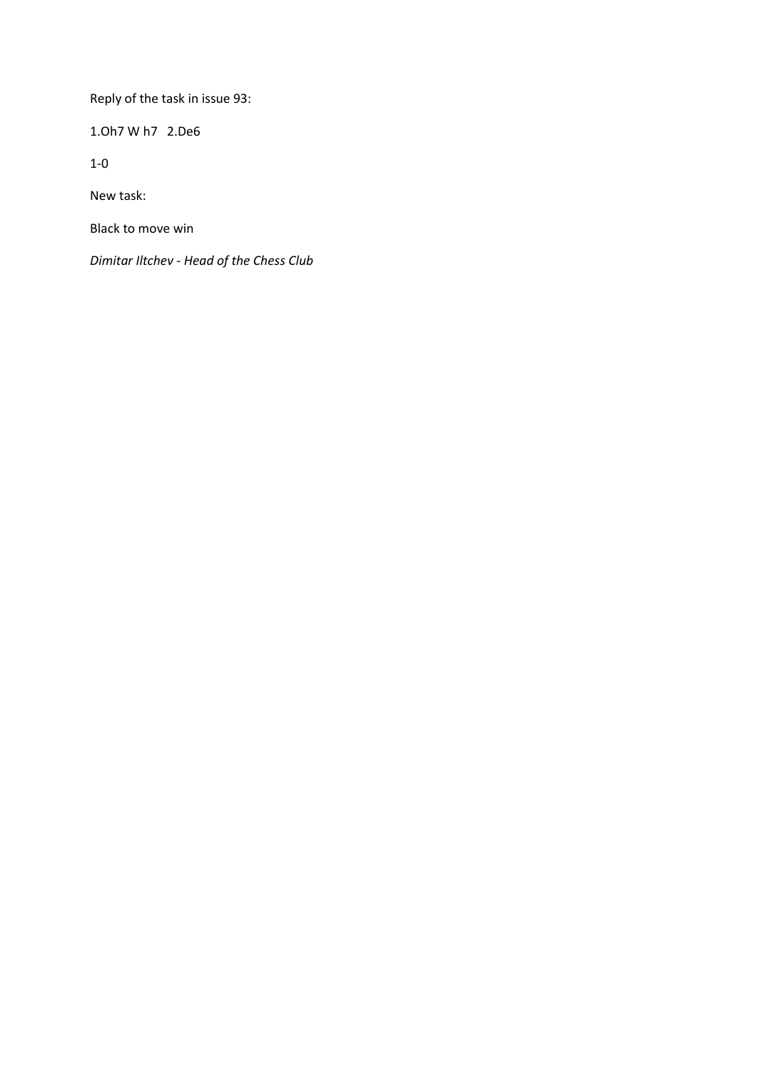Reply of the task in issue 93:

1.Oh7 W h7   2.De6

1-0

New task:

Black to move win

*Dimitar Iltchev - Head of the Chess Club*